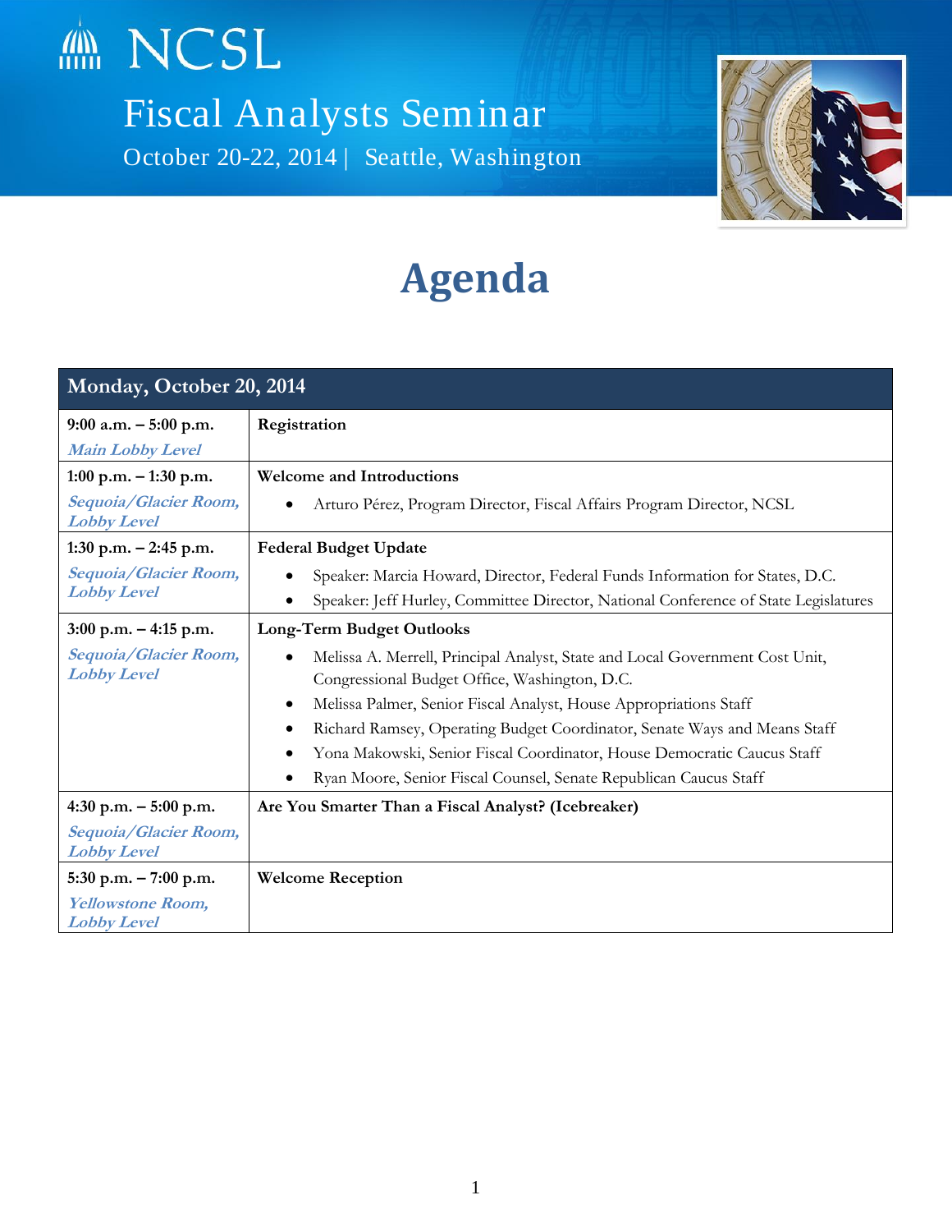# NCSL

## Fiscal Analysts Seminar

October 20-22, 2014 | Seattle, Washington

# Agenda

| Monday, October 20, 2014 | |
|---|---|
| **9:00 a.m. – 5:00 p.m.**<br>***Main Lobby Level*** | **Registration** |
| **1:00 p.m. – 1:30 p.m.**<br>***Sequoia/Glacier Room, Lobby Level*** | **Welcome and Introductions**<br>• Arturo Pérez, Program Director, Fiscal Affairs Program Director, NCSL |
| **1:30 p.m. – 2:45 p.m.**<br>***Sequoia/Glacier Room, Lobby Level*** | **Federal Budget Update**<br>• Speaker: Marcia Howard, Director, Federal Funds Information for States, D.C.<br>• Speaker: Jeff Hurley, Committee Director, National Conference of State Legislatures |
| **3:00 p.m. – 4:15 p.m.**<br>***Sequoia/Glacier Room, Lobby Level*** | **Long-Term Budget Outlooks**<br>• Melissa A. Merrell, Principal Analyst, State and Local Government Cost Unit, Congressional Budget Office, Washington, D.C.<br>• Melissa Palmer, Senior Fiscal Analyst, House Appropriations Staff<br>• Richard Ramsey, Operating Budget Coordinator, Senate Ways and Means Staff<br>• Yona Makowski, Senior Fiscal Coordinator, House Democratic Caucus Staff<br>• Ryan Moore, Senior Fiscal Counsel, Senate Republican Caucus Staff |
| **4:30 p.m. – 5:00 p.m.**<br>***Sequoia/Glacier Room, Lobby Level*** | **Are You Smarter Than a Fiscal Analyst? (Icebreaker)** |
| **5:30 p.m. – 7:00 p.m.**<br>***Yellowstone Room, Lobby Level*** | **Welcome Reception** |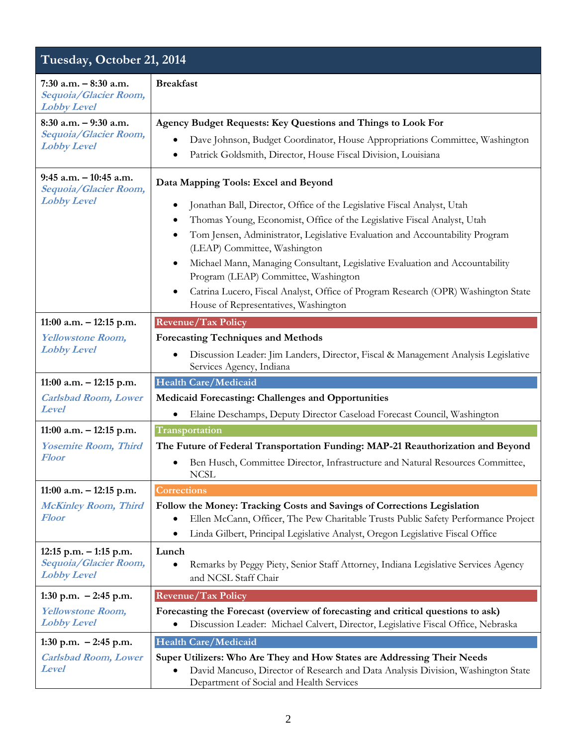| Tuesday, October 21, 2014 | |
|---|---|
| **7:30 a.m. – 8:30 a.m.** *Sequoia/Glacier Room, Lobby Level* | **Breakfast** |
| **8:30 a.m. – 9:30 a.m.** *Sequoia/Glacier Room, Lobby Level* | **Agency Budget Requests: Key Questions and Things to Look For** <br>• Dave Johnson, Budget Coordinator, House Appropriations Committee, Washington <br>• Patrick Goldsmith, Director, House Fiscal Division, Louisiana |
| **9:45 a.m. – 10:45 a.m.** *Sequoia/Glacier Room, Lobby Level* | **Data Mapping Tools: Excel and Beyond** <br>• Jonathan Ball, Director, Office of the Legislative Fiscal Analyst, Utah <br>• Thomas Young, Economist, Office of the Legislative Fiscal Analyst, Utah <br>• Tom Jensen, Administrator, Legislative Evaluation and Accountability Program (LEAP) Committee, Washington <br>• Michael Mann, Managing Consultant, Legislative Evaluation and Accountability Program (LEAP) Committee, Washington <br>• Catrina Lucero, Fiscal Analyst, Office of Program Research (OPR) Washington State House of Representatives, Washington |
| **11:00 a.m. – 12:15 p.m.** *Yellowstone Room, Lobby Level* | Revenue/Tax Policy <br>**Forecasting Techniques and Methods** <br>• Discussion Leader: Jim Landers, Director, Fiscal & Management Analysis Legislative Services Agency, Indiana |
| **11:00 a.m. – 12:15 p.m.** *Carlsbad Room, Lower Level* | Health Care/Medicaid <br>**Medicaid Forecasting: Challenges and Opportunities** <br>• Elaine Deschamps, Deputy Director Caseload Forecast Council, Washington |
| **11:00 a.m. – 12:15 p.m.** *Yosemite Room, Third Floor* | Transportation <br>**The Future of Federal Transportation Funding: MAP-21 Reauthorization and Beyond** <br>• Ben Husch, Committee Director, Infrastructure and Natural Resources Committee, NCSL |
| **11:00 a.m. – 12:15 p.m.** *McKinley Room, Third Floor* | Corrections <br>**Follow the Money: Tracking Costs and Savings of Corrections Legislation** <br>• Ellen McCann, Officer, The Pew Charitable Trusts Public Safety Performance Project <br>• Linda Gilbert, Principal Legislative Analyst, Oregon Legislative Fiscal Office |
| **12:15 p.m. – 1:15 p.m.** *Sequoia/Glacier Room, Lobby Level* | **Lunch** <br>• Remarks by Peggy Piety, Senior Staff Attorney, Indiana Legislative Services Agency and NCSL Staff Chair |
| **1:30 p.m. – 2:45 p.m.** *Yellowstone Room, Lobby Level* | Revenue/Tax Policy <br>**Forecasting the Forecast (overview of forecasting and critical questions to ask)** <br>• Discussion Leader: Michael Calvert, Director, Legislative Fiscal Office, Nebraska |
| **1:30 p.m. – 2:45 p.m.** *Carlsbad Room, Lower Level* | Health Care/Medicaid <br>**Super Utilizers: Who Are They and How States are Addressing Their Needs** <br>• David Mancuso, Director of Research and Data Analysis Division, Washington State Department of Social and Health Services |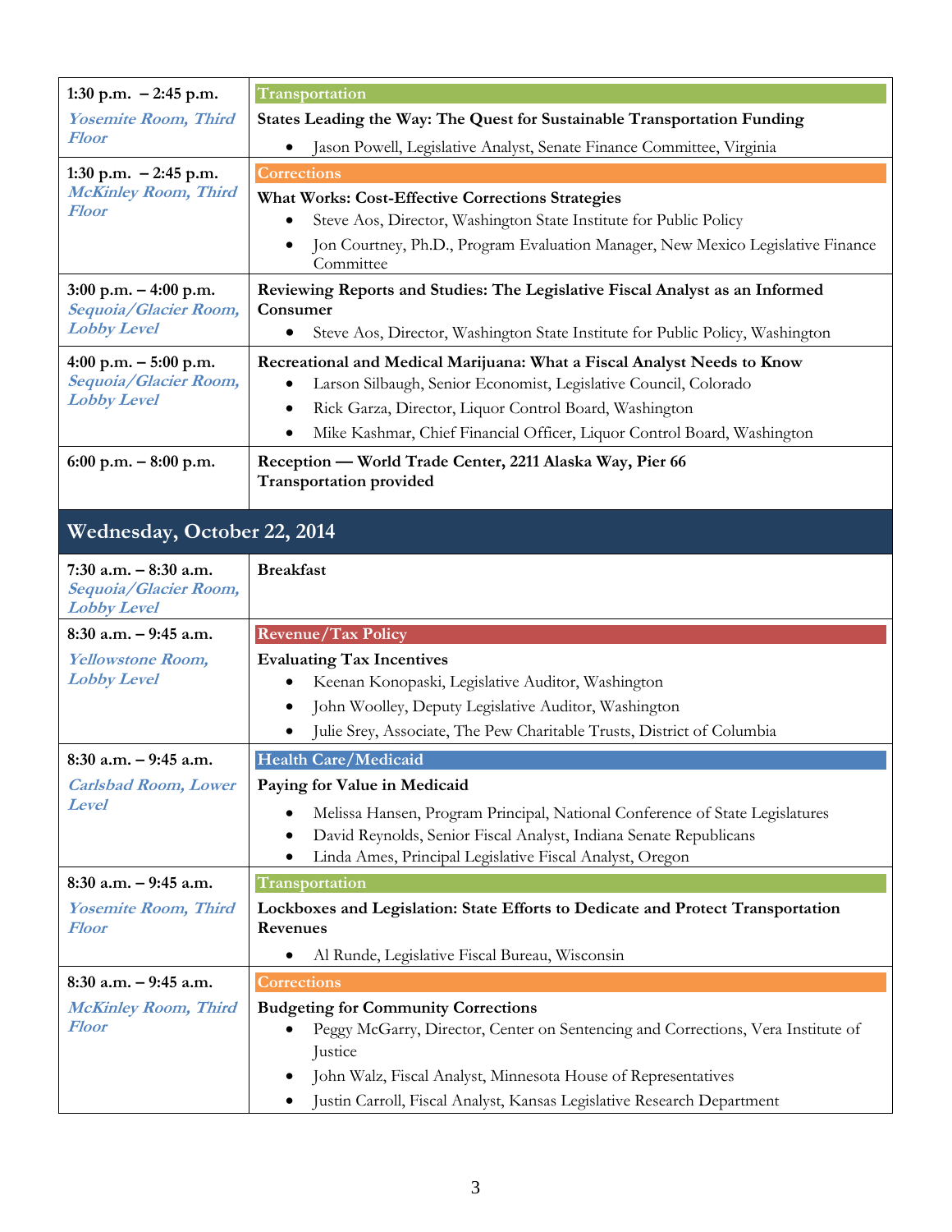| | |
|---|---|
| **1:30 p.m. – 2:45 p.m.**<br>***Yosemite Room, Third Floor*** | **Transportation**<br>**States Leading the Way: The Quest for Sustainable Transportation Funding**<br>• Jason Powell, Legislative Analyst, Senate Finance Committee, Virginia |
| **1:30 p.m. – 2:45 p.m.**<br>***McKinley Room, Third Floor*** | **Corrections**<br>**What Works: Cost-Effective Corrections Strategies**<br>• Steve Aos, Director, Washington State Institute for Public Policy<br>• Jon Courtney, Ph.D., Program Evaluation Manager, New Mexico Legislative Finance Committee |
| **3:00 p.m. – 4:00 p.m.**<br>***Sequoia/Glacier Room, Lobby Level*** | **Reviewing Reports and Studies: The Legislative Fiscal Analyst as an Informed Consumer**<br>• Steve Aos, Director, Washington State Institute for Public Policy, Washington |
| **4:00 p.m. – 5:00 p.m.**<br>***Sequoia/Glacier Room, Lobby Level*** | **Recreational and Medical Marijuana: What a Fiscal Analyst Needs to Know**<br>• Larson Silbaugh, Senior Economist, Legislative Council, Colorado<br>• Rick Garza, Director, Liquor Control Board, Washington<br>• Mike Kashmar, Chief Financial Officer, Liquor Control Board, Washington |
| **6:00 p.m. – 8:00 p.m.** | **Reception — World Trade Center, 2211 Alaska Way, Pier 66**<br>**Transportation provided** |

## Wednesday, October 22, 2014

| | |
|---|---|
| **7:30 a.m. – 8:30 a.m.**<br>***Sequoia/Glacier Room, Lobby Level*** | **Breakfast** |
| **8:30 a.m. – 9:45 a.m.**<br>***Yellowstone Room, Lobby Level*** | **Revenue/Tax Policy**<br>**Evaluating Tax Incentives**<br>• Keenan Konopaski, Legislative Auditor, Washington<br>• John Woolley, Deputy Legislative Auditor, Washington<br>• Julie Srey, Associate, The Pew Charitable Trusts, District of Columbia |
| **8:30 a.m. – 9:45 a.m.**<br>***Carlsbad Room, Lower Level*** | **Health Care/Medicaid**<br>**Paying for Value in Medicaid**<br>• Melissa Hansen, Program Principal, National Conference of State Legislatures<br>• David Reynolds, Senior Fiscal Analyst, Indiana Senate Republicans<br>• Linda Ames, Principal Legislative Fiscal Analyst, Oregon |
| **8:30 a.m. – 9:45 a.m.**<br>***Yosemite Room, Third Floor*** | **Transportation**<br>**Lockboxes and Legislation: State Efforts to Dedicate and Protect Transportation Revenues**<br>• Al Runde, Legislative Fiscal Bureau, Wisconsin |
| **8:30 a.m. – 9:45 a.m.**<br>***McKinley Room, Third Floor*** | **Corrections**<br>**Budgeting for Community Corrections**<br>• Peggy McGarry, Director, Center on Sentencing and Corrections, Vera Institute of Justice<br>• John Walz, Fiscal Analyst, Minnesota House of Representatives<br>• Justin Carroll, Fiscal Analyst, Kansas Legislative Research Department |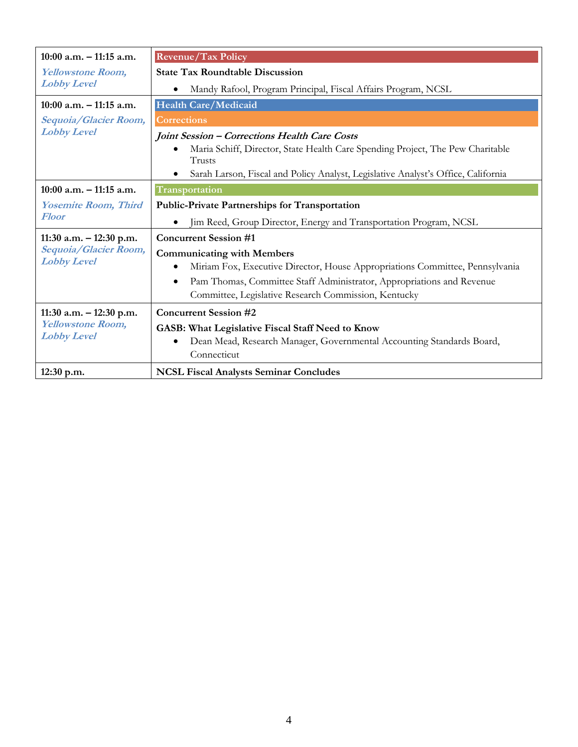| | |
|---|---|
| **10:00 a.m. – 11:15 a.m.**<br>***Yellowstone Room, Lobby Level*** | **Revenue/Tax Policy**<br>**State Tax Roundtable Discussion**<br>• Mandy Rafool, Program Principal, Fiscal Affairs Program, NCSL |
| **10:00 a.m. – 11:15 a.m.**<br>***Sequoia/Glacier Room, Lobby Level*** | **Health Care/Medicaid**<br>**Corrections**<br>***Joint Session – Corrections Health Care Costs***<br>• Maria Schiff, Director, State Health Care Spending Project, The Pew Charitable Trusts<br>• Sarah Larson, Fiscal and Policy Analyst, Legislative Analyst's Office, California |
| **10:00 a.m. – 11:15 a.m.**<br>***Yosemite Room, Third Floor*** | **Transportation**<br>**Public-Private Partnerships for Transportation**<br>• Jim Reed, Group Director, Energy and Transportation Program, NCSL |
| **11:30 a.m. – 12:30 p.m.**<br>***Sequoia/Glacier Room, Lobby Level*** | **Concurrent Session #1**<br>**Communicating with Members**<br>• Miriam Fox, Executive Director, House Appropriations Committee, Pennsylvania<br>• Pam Thomas, Committee Staff Administrator, Appropriations and Revenue Committee, Legislative Research Commission, Kentucky |
| **11:30 a.m. – 12:30 p.m.**<br>***Yellowstone Room, Lobby Level*** | **Concurrent Session #2**<br>**GASB: What Legislative Fiscal Staff Need to Know**<br>• Dean Mead, Research Manager, Governmental Accounting Standards Board, Connecticut |
| **12:30 p.m.** | **NCSL Fiscal Analysts Seminar Concludes** |